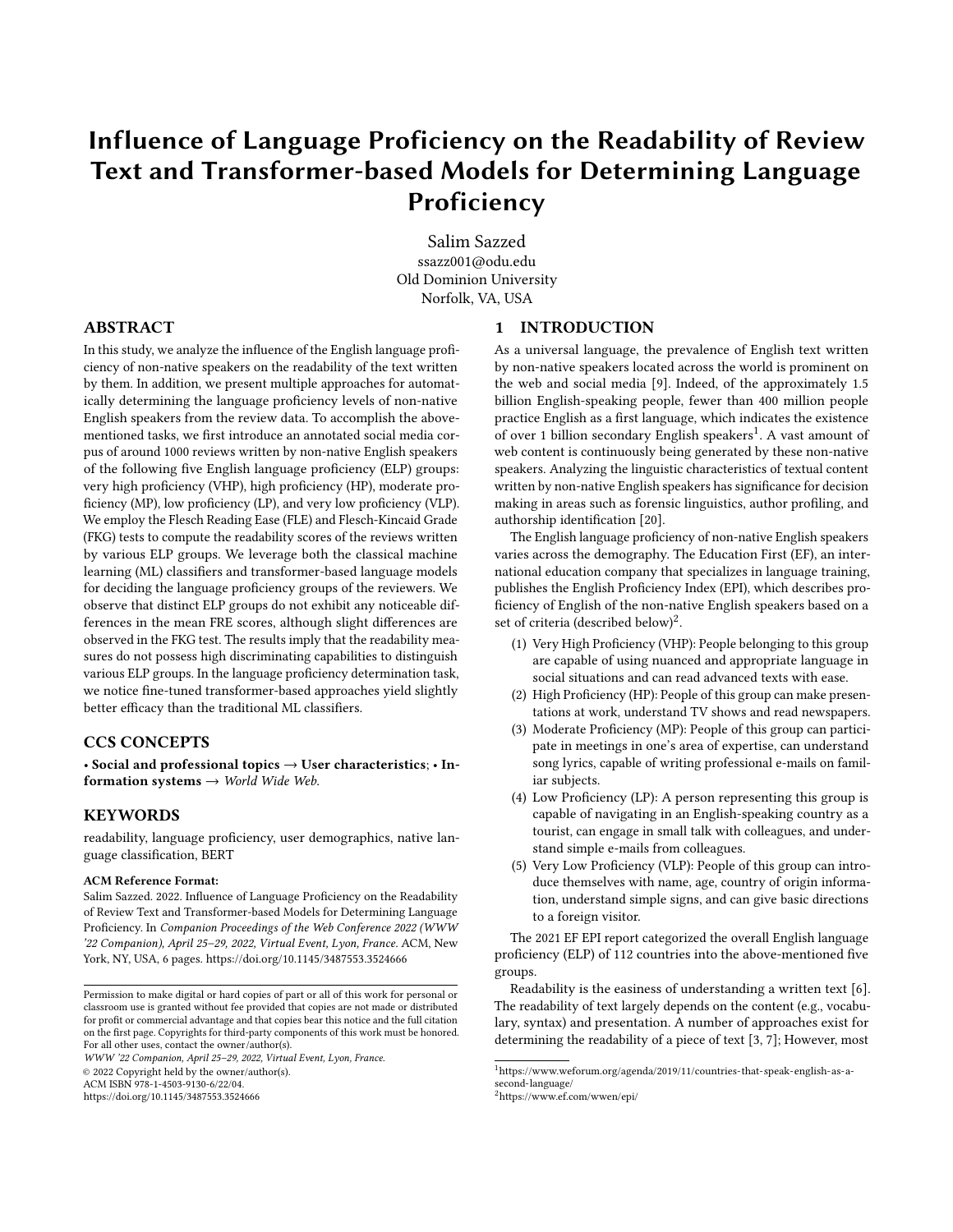# Influence of Language Proficiency on the Readability of Review Text and Transformer-based Models for Determining Language Proficiency

Salim Sazzed
ssazz001@odu.edu
Old Dominion University
Norfolk, VA, USA

## ABSTRACT

In this study, we analyze the influence of the English language proficiency of non-native speakers on the readability of the text written by them. In addition, we present multiple approaches for automatically determining the language proficiency levels of non-native English speakers from the review data. To accomplish the above-mentioned tasks, we first introduce an annotated social media corpus of around 1000 reviews written by non-native English speakers of the following five English language proficiency (ELP) groups: very high proficiency (VHP), high proficiency (HP), moderate proficiency (MP), low proficiency (LP), and very low proficiency (VLP). We employ the Flesch Reading Ease (FLE) and Flesch-Kincaid Grade (FKG) tests to compute the readability scores of the reviews written by various ELP groups. We leverage both the classical machine learning (ML) classifiers and transformer-based language models for deciding the language proficiency groups of the reviewers. We observe that distinct ELP groups do not exhibit any noticeable differences in the mean FRE scores, although slight differences are observed in the FKG test. The results imply that the readability measures do not possess high discriminating capabilities to distinguish various ELP groups. In the language proficiency determination task, we notice fine-tuned transformer-based approaches yield slightly better efficacy than the traditional ML classifiers.

## CCS CONCEPTS

• **Social and professional topics** → **User characteristics**; • **Information systems** → *World Wide Web*.

## KEYWORDS

readability, language proficiency, user demographics, native language classification, BERT

**ACM Reference Format:**
Salim Sazzed. 2022. Influence of Language Proficiency on the Readability of Review Text and Transformer-based Models for Determining Language Proficiency. In *Companion Proceedings of the Web Conference 2022 (WWW '22 Companion), April 25–29, 2022, Virtual Event, Lyon, France.* ACM, New York, NY, USA, 6 pages. https://doi.org/10.1145/3487553.3524666

Permission to make digital or hard copies of part or all of this work for personal or classroom use is granted without fee provided that copies are not made or distributed for profit or commercial advantage and that copies bear this notice and the full citation on the first page. Copyrights for third-party components of this work must be honored. For all other uses, contact the owner/author(s).
*WWW '22 Companion, April 25–29, 2022, Virtual Event, Lyon, France.*
© 2022 Copyright held by the owner/author(s).
ACM ISBN 978-1-4503-9130-6/22/04.
https://doi.org/10.1145/3487553.3524666

## 1 INTRODUCTION

As a universal language, the prevalence of English text written by non-native speakers located across the world is prominent on the web and social media [9]. Indeed, of the approximately 1.5 billion English-speaking people, fewer than 400 million people practice English as a first language, which indicates the existence of over 1 billion secondary English speakers[1]. A vast amount of web content is continuously being generated by these non-native speakers. Analyzing the linguistic characteristics of textual content written by non-native English speakers has significance for decision making in areas such as forensic linguistics, author profiling, and authorship identification [20].

The English language proficiency of non-native English speakers varies across the demography. The Education First (EF), an international education company that specializes in language training, publishes the English Proficiency Index (EPI), which describes proficiency of English of the non-native English speakers based on a set of criteria (described below)[2].

1. Very High Proficiency (VHP): People belonging to this group are capable of using nuanced and appropriate language in social situations and can read advanced texts with ease.
2. High Proficiency (HP): People of this group can make presentations at work, understand TV shows and read newspapers.
3. Moderate Proficiency (MP): People of this group can participate in meetings in one's area of expertise, can understand song lyrics, capable of writing professional e-mails on familiar subjects.
4. Low Proficiency (LP): A person representing this group is capable of navigating in an English-speaking country as a tourist, can engage in small talk with colleagues, and understand simple e-mails from colleagues.
5. Very Low Proficiency (VLP): People of this group can introduce themselves with name, age, country of origin information, understand simple signs, and can give basic directions to a foreign visitor.

The 2021 EF EPI report categorized the overall English language proficiency (ELP) of 112 countries into the above-mentioned five groups.

Readability is the easiness of understanding a written text [6]. The readability of text largely depends on the content (e.g., vocabulary, syntax) and presentation. A number of approaches exist for determining the readability of a piece of text [3, 7]; However, most

[1] https://www.weforum.org/agenda/2019/11/countries-that-speak-english-as-a-second-language/
[2] https://www.ef.com/wwen/epi/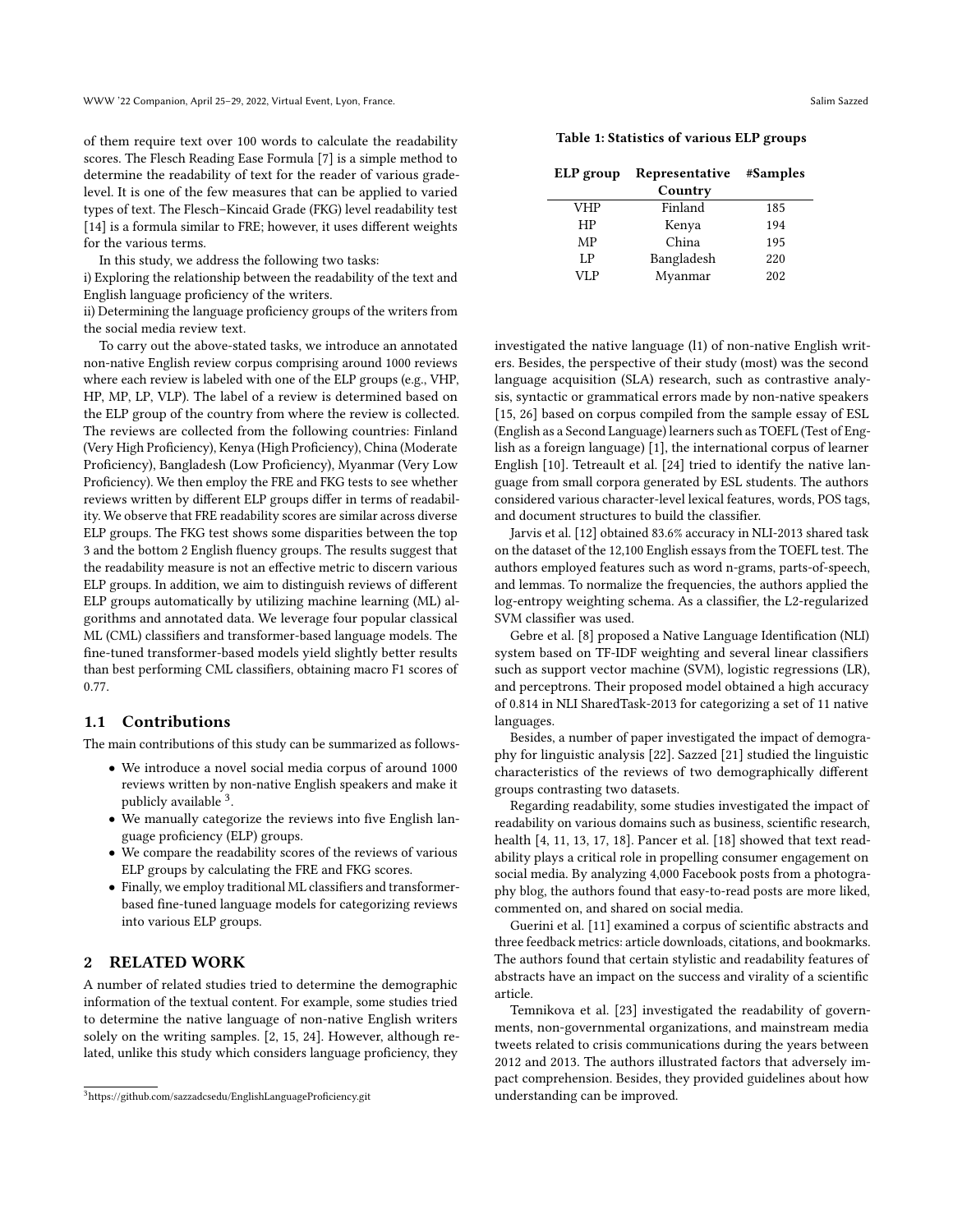of them require text over 100 words to calculate the readability scores. The Flesch Reading Ease Formula [7] is a simple method to determine the readability of text for the reader of various grade-level. It is one of the few measures that can be applied to varied types of text. The Flesch–Kincaid Grade (FKG) level readability test [14] is a formula similar to FRE; however, it uses different weights for the various terms.

In this study, we address the following two tasks:
i) Exploring the relationship between the readability of the text and English language proficiency of the writers.
ii) Determining the language proficiency groups of the writers from the social media review text.

To carry out the above-stated tasks, we introduce an annotated non-native English review corpus comprising around 1000 reviews where each review is labeled with one of the ELP groups (e.g., VHP, HP, MP, LP, VLP). The label of a review is determined based on the ELP group of the country from where the review is collected. The reviews are collected from the following countries: Finland (Very High Proficiency), Kenya (High Proficiency), China (Moderate Proficiency), Bangladesh (Low Proficiency), Myanmar (Very Low Proficiency). We then employ the FRE and FKG tests to see whether reviews written by different ELP groups differ in terms of readability. We observe that FRE readability scores are similar across diverse ELP groups. The FKG test shows some disparities between the top 3 and the bottom 2 English fluency groups. The results suggest that the readability measure is not an effective metric to discern various ELP groups. In addition, we aim to distinguish reviews of different ELP groups automatically by utilizing machine learning (ML) algorithms and annotated data. We leverage four popular classical ML (CML) classifiers and transformer-based language models. The fine-tuned transformer-based models yield slightly better results than best performing CML classifiers, obtaining macro F1 scores of 0.77.

### 1.1 Contributions

The main contributions of this study can be summarized as follows-

- We introduce a novel social media corpus of around 1000 reviews written by non-native English speakers and make it publicly available [3].
- We manually categorize the reviews into five English language proficiency (ELP) groups.
- We compare the readability scores of the reviews of various ELP groups by calculating the FRE and FKG scores.
- Finally, we employ traditional ML classifiers and transformer-based fine-tuned language models for categorizing reviews into various ELP groups.

## 2 RELATED WORK

A number of related studies tried to determine the demographic information of the textual content. For example, some studies tried to determine the native language of non-native English writers solely on the writing samples. [2, 15, 24]. However, although related, unlike this study which considers language proficiency, they investigated the native language (l1) of non-native English writers. Besides, the perspective of their study (most) was the second language acquisition (SLA) research, such as contrastive analysis, syntactic or grammatical errors made by non-native speakers [15, 26] based on corpus compiled from the sample essay of ESL (English as a Second Language) learners such as TOEFL (Test of English as a foreign language) [1], the international corpus of learner English [10]. Tetreault et al. [24] tried to identify the native language from small corpora generated by ESL students. The authors considered various character-level lexical features, words, POS tags, and document structures to build the classifier.

Jarvis et al. [12] obtained 83.6% accuracy in NLI-2013 shared task on the dataset of the 12,100 English essays from the TOEFL test. The authors employed features such as word n-grams, parts-of-speech, and lemmas. To normalize the frequencies, the authors applied the log-entropy weighting schema. As a classifier, the L2-regularized SVM classifier was used.

Gebre et al. [8] proposed a Native Language Identification (NLI) system based on TF-IDF weighting and several linear classifiers such as support vector machine (SVM), logistic regressions (LR), and perceptrons. Their proposed model obtained a high accuracy of 0.814 in NLI SharedTask-2013 for categorizing a set of 11 native languages.

Besides, a number of paper investigated the impact of demography for linguistic analysis [22]. Sazzed [21] studied the linguistic characteristics of the reviews of two demographically different groups contrasting two datasets.

Regarding readability, some studies investigated the impact of readability on various domains such as business, scientific research, health [4, 11, 13, 17, 18]. Pancer et al. [18] showed that text readability plays a critical role in propelling consumer engagement on social media. By analyzing 4,000 Facebook posts from a photography blog, the authors found that easy-to-read posts are more liked, commented on, and shared on social media.

Guerini et al. [11] examined a corpus of scientific abstracts and three feedback metrics: article downloads, citations, and bookmarks. The authors found that certain stylistic and readability features of abstracts have an impact on the success and virality of a scientific article.

Temnikova et al. [23] investigated the readability of governments, non-governmental organizations, and mainstream media tweets related to crisis communications during the years between 2012 and 2013. The authors illustrated factors that adversely impact comprehension. Besides, they provided guidelines about how understanding can be improved.

**Table 1: Statistics of various ELP groups**

| ELP group | Representative Country | #Samples |
|---|---|---|
| VHP | Finland | 185 |
| HP | Kenya | 194 |
| MP | China | 195 |
| LP | Bangladesh | 220 |
| VLP | Myanmar | 202 |

[3] https://github.com/sazzadcsedu/EnglishLanguageProficiency.git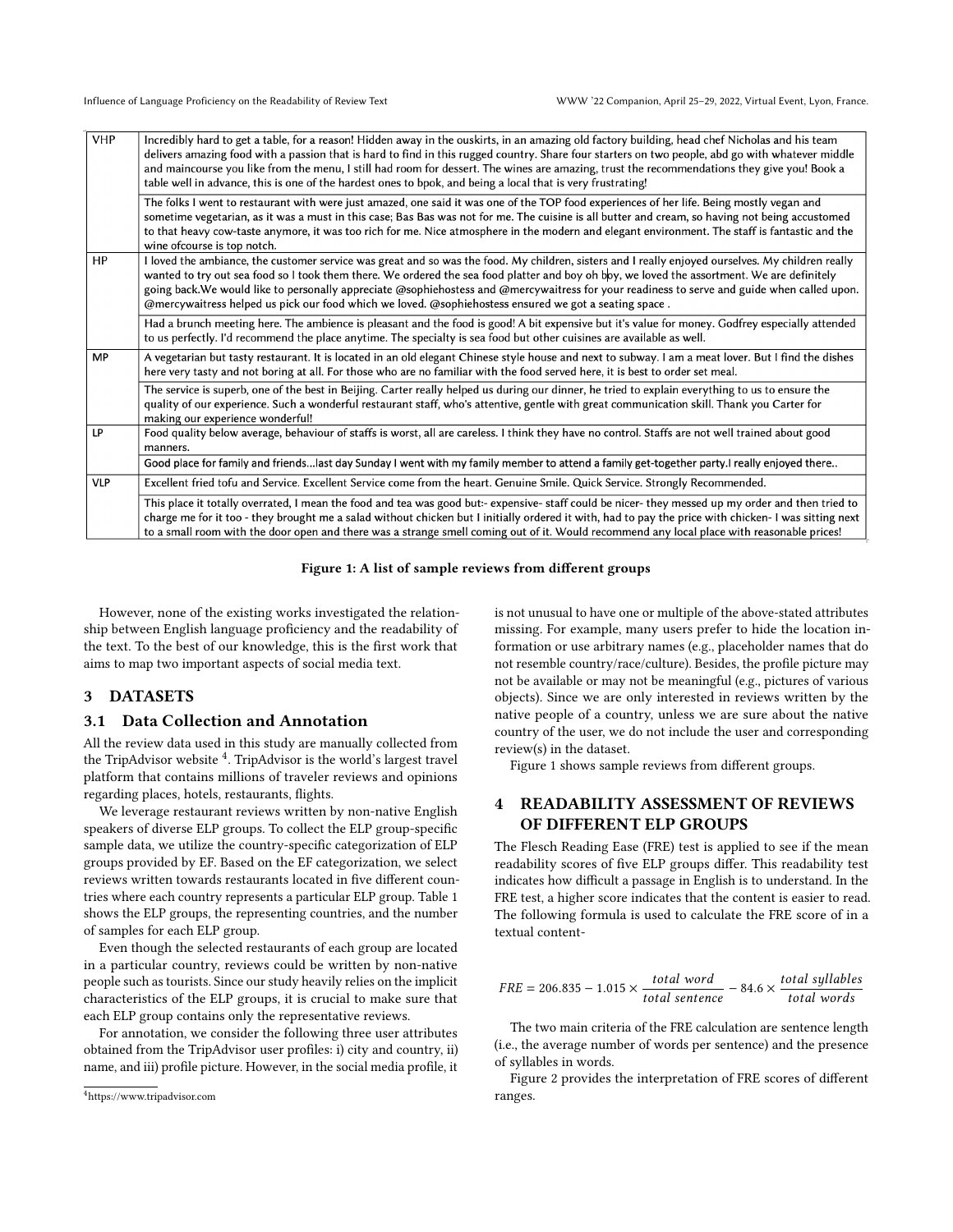| VHP | Incredibly hard to get a table, for a reason! Hidden away in the ouskirts, in an amazing old factory building, head chef Nicholas and his team delivers amazing food with a passion that is hard to find in this rugged country. Share four starters on two people, abd go with whatever middle and maincourse you like from the menu, I still had room for dessert. The wines are amazing, trust the recommendations they give you! Book a table well in advance, this is one of the hardest ones to bpok, and being a local that is very frustrating! |
|---|---|
| | The folks I went to restaurant with were just amazed, one said it was one of the TOP food experiences of her life. Being mostly vegan and sometime vegetarian, as it was a must in this case; Bas Bas was not for me. The cuisine is all butter and cream, so having not being accustomed to that heavy cow-taste anymore, it was too rich for me. Nice atmosphere in the modern and elegant environment. The staff is fantastic and the wine ofcourse is top notch. |
| HP | I loved the ambiance, the customer service was great and so was the food. My children, sisters and I really enjoyed ourselves. My children really wanted to try out sea food so I took them there. We ordered the sea food platter and boy oh boy, we loved the assortment. We are definitely going back.We would like to personally appreciate @sophiehostess and @mercywaitress for your readiness to serve and guide when called upon. @mercywaitress helped us pick our food which we loved. @sophiehostess ensured we got a seating space . |
| | Had a brunch meeting here. The ambience is pleasant and the food is good! A bit expensive but it's value for money. Godfrey especially attended to us perfectly. I'd recommend the place anytime. The specialty is sea food but other cuisines are available as well. |
| MP | A vegetarian but tasty restaurant. It is located in an old elegant Chinese style house and next to subway. I am a meat lover. But I find the dishes here very tasty and not boring at all. For those who are no familiar with the food served here, it is best to order set meal. |
| | The service is superb, one of the best in Beijing. Carter really helped us during our dinner, he tried to explain everything to us to ensure the quality of our experience. Such a wonderful restaurant staff, who's attentive, gentle with great communication skill. Thank you Carter for making our experience wonderful! |
| LP | Food quality below average, behaviour of staffs is worst, all are careless. I think they have no control. Staffs are not well trained about good manners. |
| | Good place for family and friends...last day Sunday I went with my family member to attend a family get-together party.I really enjoyed there.. |
| VLP | Excellent fried tofu and Service. Excellent Service come from the heart. Genuine Smile. Quick Service. Strongly Recommended. |
| | This place it totally overrated, I mean the food and tea was good but:- expensive- staff could be nicer- they messed up my order and then tried to charge me for it too - they brought me a salad without chicken but I initially ordered it with, had to pay the price with chicken- I was sitting next to a small room with the door open and there was a strange smell coming out of it. Would recommend any local place with reasonable prices! |

**Figure 1: A list of sample reviews from different groups**

However, none of the existing works investigated the relationship between English language proficiency and the readability of the text. To the best of our knowledge, this is the first work that aims to map two important aspects of social media text.

## 3 DATASETS

### 3.1 Data Collection and Annotation

All the review data used in this study are manually collected from the TripAdvisor website [4]. TripAdvisor is the world's largest travel platform that contains millions of traveler reviews and opinions regarding places, hotels, restaurants, flights.

We leverage restaurant reviews written by non-native English speakers of diverse ELP groups. To collect the ELP group-specific sample data, we utilize the country-specific categorization of ELP groups provided by EF. Based on the EF categorization, we select reviews written towards restaurants located in five different countries where each country represents a particular ELP group. Table 1 shows the ELP groups, the representing countries, and the number of samples for each ELP group.

Even though the selected restaurants of each group are located in a particular country, reviews could be written by non-native people such as tourists. Since our study heavily relies on the implicit characteristics of the ELP groups, it is crucial to make sure that each ELP group contains only the representative reviews.

For annotation, we consider the following three user attributes obtained from the TripAdvisor user profiles: i) city and country, ii) name, and iii) profile picture. However, in the social media profile, it is not unusual to have one or multiple of the above-stated attributes missing. For example, many users prefer to hide the location information or use arbitrary names (e.g., placeholder names that do not resemble country/race/culture). Besides, the profile picture may not be available or may not be meaningful (e.g., pictures of various objects). Since we are only interested in reviews written by the native people of a country, unless we are sure about the native country of the user, we do not include the user and corresponding review(s) in the dataset.

Figure 1 shows sample reviews from different groups.

[4] https://www.tripadvisor.com

## 4 READABILITY ASSESSMENT OF REVIEWS OF DIFFERENT ELP GROUPS

The Flesch Reading Ease (FRE) test is applied to see if the mean readability scores of five ELP groups differ. This readability test indicates how difficult a passage in English is to understand. In the FRE test, a higher score indicates that the content is easier to read. The following formula is used to calculate the FRE score of in a textual content-

$$FRE = 206.835 - 1.015 \times \frac{total\ word}{total\ sentence} - 84.6 \times \frac{total\ syllables}{total\ words}$$

The two main criteria of the FRE calculation are sentence length (i.e., the average number of words per sentence) and the presence of syllables in words.

Figure 2 provides the interpretation of FRE scores of different ranges.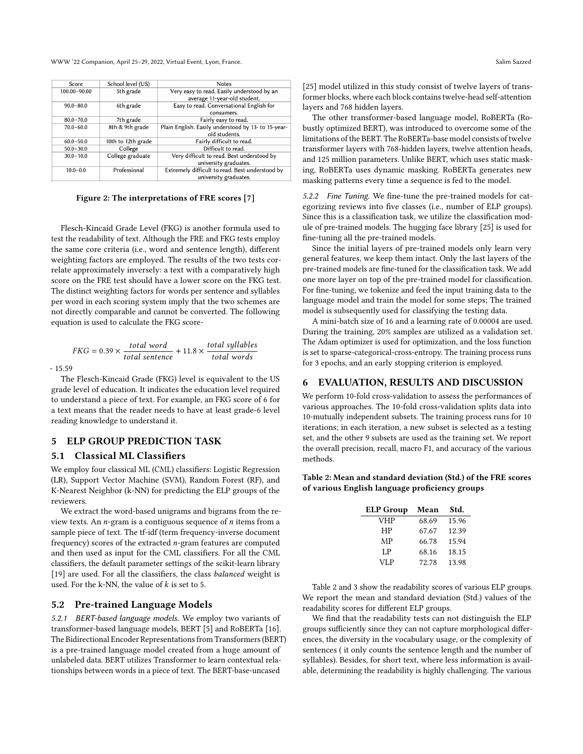| Score | School level (US) | Notes |
|---|---|---|
| 100.00–90.00 | 5th grade | Very easy to read. Easily understood by an average 11-year-old student. |
| 90.0–80.0 | 6th grade | Easy to read. Conversational English for consumers. |
| 80.0–70.0 | 7th grade | Fairly easy to read. |
| 70.0–60.0 | 8th & 9th grade | Plain English. Easily understood by 13- to 15-year-old students. |
| 60.0–50.0 | 10th to 12th grade | Fairly difficult to read. |
| 50.0–30.0 | College | Difficult to read. |
| 30.0–10.0 | College graduate | Very difficult to read. Best understood by university graduates. |
| 10.0–0.0 | Professional | Extremely difficult to read. Best understood by university graduates. |

**Figure 2: The interpretations of FRE scores [7]**

Flesch-Kincaid Grade Level (FKG) is another formula used to test the readability of text. Although the FRE and FKG tests employ the same core criteria (i.e., word and sentence length), different weighting factors are employed. The results of the two tests correlate approximately inversely: a text with a comparatively high score on the FRE test should have a lower score on the FKG test. The distinct weighting factors for words per sentence and syllables per word in each scoring system imply that the two schemes are not directly comparable and cannot be converted. The following equation is used to calculate the FKG score-

$$FKG = 0.39 \times \frac{total\ word}{total\ sentence} + 11.8 \times \frac{total\ syllables}{total\ words}$$

- 15.59

The Flesch-Kincaid Grade (FKG) level is equivalent to the US grade level of education. It indicates the education level required to understand a piece of text. For example, an FKG score of 6 for a text means that the reader needs to have at least grade-6 level reading knowledge to understand it.

## 5 ELP GROUP PREDICTION TASK

### 5.1 Classical ML Classifiers

We employ four classical ML (CML) classifiers: Logistic Regression (LR), Support Vector Machine (SVM), Random Forest (RF), and K-Nearest Neighbor (k-NN) for predicting the ELP groups of the reviewers.

We extract the word-based unigrams and bigrams from the review texts. An $n$-gram is a contiguous sequence of $n$ items from a sample piece of text. The tf-idf (term frequency-inverse document frequency) scores of the extracted $n$-gram features are computed and then used as input for the CML classifiers. For all the CML classifiers, the default parameter settings of the scikit-learn library [19] are used. For all the classifiers, the class *balanced* weight is used. For the k-NN, the value of $k$ is set to 5.

### 5.2 Pre-trained Language Models

*5.2.1 BERT-based language models.* We employ two variants of transformer-based language models, BERT [5] and RoBERTa [16]. The Bidirectional Encoder Representations from Transformers (BERT) is a pre-trained language model created from a huge amount of unlabeled data. BERT utilizes Transformer to learn contextual relationships between words in a piece of text. The BERT-base-uncased [25] model utilized in this study consist of twelve layers of transformer blocks, where each block contains twelve-head self-attention layers and 768 hidden layers.

The other transformer-based language model, RoBERTa (Robustly optimized BERT), was introduced to overcome some of the limitations of the BERT. The RoBERTa-base model consists of twelve transformer layers with 768-hidden layers, twelve attention heads, and 125 million parameters. Unlike BERT, which uses static masking, RoBERTa uses dynamic masking. RoBERTa generates new masking patterns every time a sequence is fed to the model.

*5.2.2 Fine Tuning.* We fine-tune the pre-trained models for categorizing reviews into five classes (i.e., number of ELP groups). Since this is a classification task, we utilize the classification module of pre-trained models. The hugging face library [25] is used for fine-tuning all the pre-trained models.

Since the initial layers of pre-trained models only learn very general features, we keep them intact. Only the last layers of the pre-trained models are fine-tuned for the classification task. We add one more layer on top of the pre-trained model for classification. For fine-tuning, we tokenize and feed the input training data to the language model and train the model for some steps; The trained model is subsequently used for classifying the testing data.

A mini-batch size of 16 and a learning rate of 0.00004 are used. During the training, 20% samples are utilized as a validation set. The Adam optimizer is used for optimization, and the loss function is set to sparse-categorical-cross-entropy. The training process runs for 3 epochs, and an early stopping criterion is employed.

## 6 EVALUATION, RESULTS AND DISCUSSION

We perform 10-fold cross-validation to assess the performances of various approaches. The 10-fold cross-validation splits data into 10-mutually independent subsets. The training process runs for 10 iterations; in each iteration, a new subset is selected as a testing set, and the other 9 subsets are used as the training set. We report the overall precision, recall, macro F1, and accuracy of the various methods.

**Table 2: Mean and standard deviation (Std.) of the FRE scores of various English language proficiency groups**

| ELP Group | Mean | Std. |
|---|---|---|
| VHP | 68.69 | 15.96 |
| HP | 67.67 | 12.39 |
| MP | 66.78 | 15.94 |
| LP | 68.16 | 18.15 |
| VLP | 72.78 | 13.98 |

Table 2 and 3 show the readability scores of various ELP groups. We report the mean and standard deviation (Std.) values of the readability scores for different ELP groups.

We find that the readability tests can not distinguish the ELP groups sufficiently since they can not capture morphological differences, the diversity in the vocabulary usage, or the complexity of sentences ( it only counts the sentence length and the number of syllables). Besides, for short text, where less information is available, determining the readability is highly challenging. The various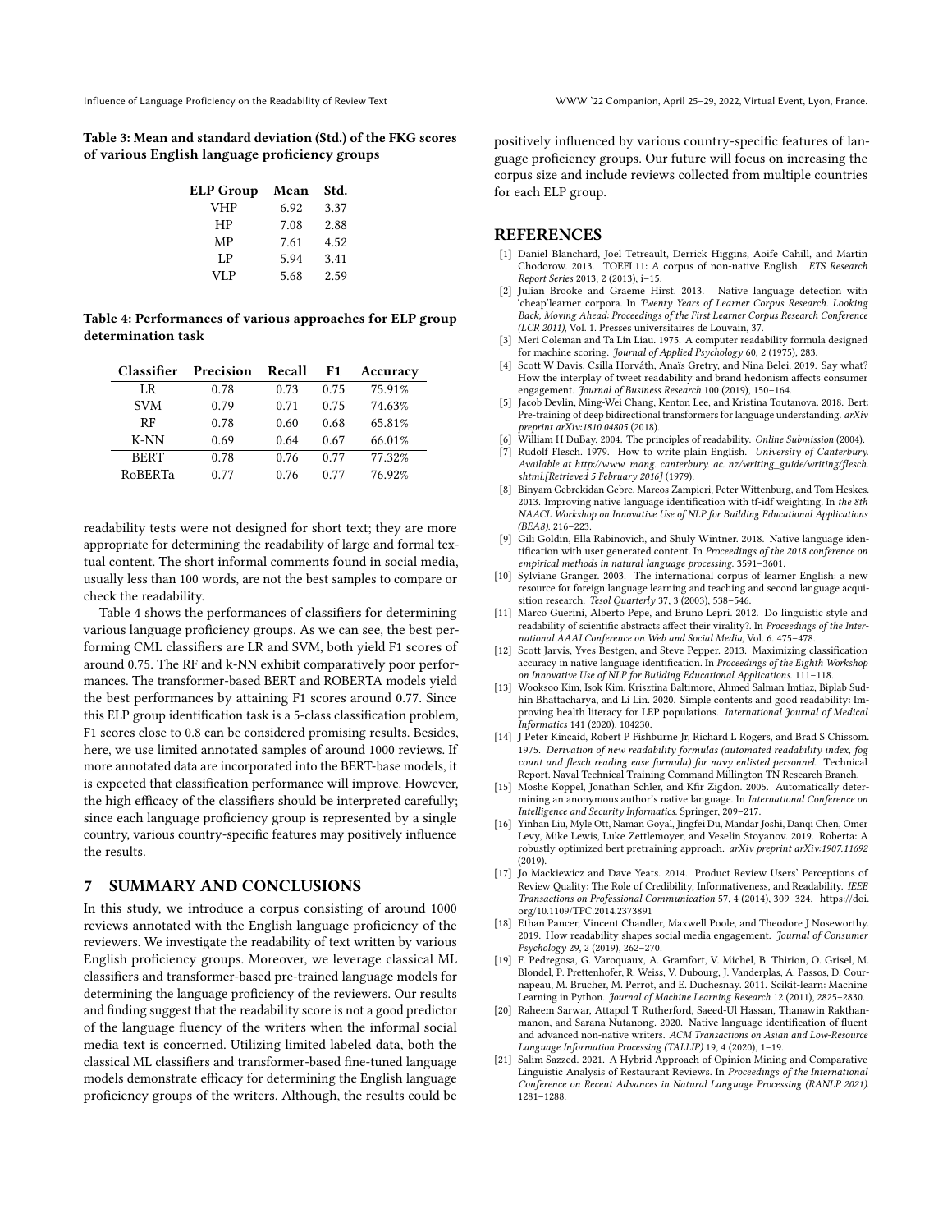**Table 3: Mean and standard deviation (Std.) of the FKG scores of various English language proficiency groups**

| ELP Group | Mean | Std. |
|---|---|---|
| VHP | 6.92 | 3.37 |
| HP | 7.08 | 2.88 |
| MP | 7.61 | 4.52 |
| LP | 5.94 | 3.41 |
| VLP | 5.68 | 2.59 |

**Table 4: Performances of various approaches for ELP group determination task**

| Classifier | Precision | Recall | F1 | Accuracy |
|---|---|---|---|---|
| LR | 0.78 | 0.73 | 0.75 | 75.91% |
| SVM | 0.79 | 0.71 | 0.75 | 74.63% |
| RF | 0.78 | 0.60 | 0.68 | 65.81% |
| K-NN | 0.69 | 0.64 | 0.67 | 66.01% |
| BERT | 0.78 | 0.76 | 0.77 | 77.32% |
| RoBERTa | 0.77 | 0.76 | 0.77 | 76.92% |

readability tests were not designed for short text; they are more appropriate for determining the readability of large and formal textual content. The short informal comments found in social media, usually less than 100 words, are not the best samples to compare or check the readability.

Table 4 shows the performances of classifiers for determining various language proficiency groups. As we can see, the best performing CML classifiers are LR and SVM, both yield F1 scores of around 0.75. The RF and k-NN exhibit comparatively poor performances. The transformer-based BERT and ROBERTA models yield the best performances by attaining F1 scores around 0.77. Since this ELP group identification task is a 5-class classification problem, F1 scores close to 0.8 can be considered promising results. Besides, here, we use limited annotated samples of around 1000 reviews. If more annotated data are incorporated into the BERT-base models, it is expected that classification performance will improve. However, the high efficacy of the classifiers should be interpreted carefully; since each language proficiency group is represented by a single country, various country-specific features may positively influence the results.

## 7 SUMMARY AND CONCLUSIONS

In this study, we introduce a corpus consisting of around 1000 reviews annotated with the English language proficiency of the reviewers. We investigate the readability of text written by various English proficiency groups. Moreover, we leverage classical ML classifiers and transformer-based pre-trained language models for determining the language proficiency of the reviewers. Our results and finding suggest that the readability score is not a good predictor of the language fluency of the writers when the informal social media text is concerned. Utilizing limited labeled data, both the classical ML classifiers and transformer-based fine-tuned language models demonstrate efficacy for determining the English language proficiency groups of the writers. Although, the results could be positively influenced by various country-specific features of language proficiency groups. Our future will focus on increasing the corpus size and include reviews collected from multiple countries for each ELP group.

## REFERENCES

[1] Daniel Blanchard, Joel Tetreault, Derrick Higgins, Aoife Cahill, and Martin Chodorow. 2013. TOEFL11: A corpus of non-native English. *ETS Research Report Series* 2013, 2 (2013), i–15.

[2] Julian Brooke and Graeme Hirst. 2013. Native language detection with 'cheap'learner corpora. In *Twenty Years of Learner Corpus Research. Looking Back, Moving Ahead: Proceedings of the First Learner Corpus Research Conference (LCR 2011)*, Vol. 1. Presses universitaires de Louvain, 37.

[3] Meri Coleman and Ta Lin Liau. 1975. A computer readability formula designed for machine scoring. *Journal of Applied Psychology* 60, 2 (1975), 283.

[4] Scott W Davis, Csilla Horváth, Anaïs Gretry, and Nina Belei. 2019. Say what? How the interplay of tweet readability and brand hedonism affects consumer engagement. *Journal of Business Research* 100 (2019), 150–164.

[5] Jacob Devlin, Ming-Wei Chang, Kenton Lee, and Kristina Toutanova. 2018. Bert: Pre-training of deep bidirectional transformers for language understanding. *arXiv preprint arXiv:1810.04805* (2018).

[6] William H DuBay. 2004. The principles of readability. *Online Submission* (2004).

[7] Rudolf Flesch. 1979. How to write plain English. *University of Canterbury. Available at http://www. mang. canterbury. ac. nz/writing_guide/writing/flesch. shtml.[Retrieved 5 February 2016]* (1979).

[8] Binyam Gebrekidan Gebre, Marcos Zampieri, Peter Wittenburg, and Tom Heskes. 2013. Improving native language identification with tf-idf weighting. In *the 8th NAACL Workshop on Innovative Use of NLP for Building Educational Applications (BEA8)*. 216–223.

[9] Gili Goldin, Ella Rabinovich, and Shuly Wintner. 2018. Native language identification with user generated content. In *Proceedings of the 2018 conference on empirical methods in natural language processing*. 3591–3601.

[10] Sylviane Granger. 2003. The international corpus of learner English: a new resource for foreign language learning and teaching and second language acquisition research. *Tesol Quarterly* 37, 3 (2003), 538–546.

[11] Marco Guerini, Alberto Pepe, and Bruno Lepri. 2012. Do linguistic style and readability of scientific abstracts affect their virality?. In *Proceedings of the International AAAI Conference on Web and Social Media*, Vol. 6. 475–478.

[12] Scott Jarvis, Yves Bestgen, and Steve Pepper. 2013. Maximizing classification accuracy in native language identification. In *Proceedings of the Eighth Workshop on Innovative Use of NLP for Building Educational Applications*. 111–118.

[13] Wooksoo Kim, Isok Kim, Krisztina Baltimore, Ahmed Salman Imtiaz, Biplab Sudhin Bhattacharya, and Li Lin. 2020. Simple contents and good readability: Improving health literacy for LEP populations. *International Journal of Medical Informatics* 141 (2020), 104230.

[14] J Peter Kincaid, Robert P Fishburne Jr, Richard L Rogers, and Brad S Chissom. 1975. *Derivation of new readability formulas (automated readability index, fog count and flesch reading ease formula) for navy enlisted personnel*. Technical Report. Naval Technical Training Command Millington TN Research Branch.

[15] Moshe Koppel, Jonathan Schler, and Kfir Zigdon. 2005. Automatically determining an anonymous author's native language. In *International Conference on Intelligence and Security Informatics*. Springer, 209–217.

[16] Yinhan Liu, Myle Ott, Naman Goyal, Jingfei Du, Mandar Joshi, Danqi Chen, Omer Levy, Mike Lewis, Luke Zettlemoyer, and Veselin Stoyanov. 2019. Roberta: A robustly optimized bert pretraining approach. *arXiv preprint arXiv:1907.11692* (2019).

[17] Jo Mackiewicz and Dave Yeats. 2014. Product Review Users' Perceptions of Review Quality: The Role of Credibility, Informativeness, and Readability. *IEEE Transactions on Professional Communication* 57, 4 (2014), 309–324. https://doi.org/10.1109/TPC.2014.2373891

[18] Ethan Pancer, Vincent Chandler, Maxwell Poole, and Theodore J Noseworthy. 2019. How readability shapes social media engagement. *Journal of Consumer Psychology* 29, 2 (2019), 262–270.

[19] F. Pedregosa, G. Varoquaux, A. Gramfort, V. Michel, B. Thirion, O. Grisel, M. Blondel, P. Prettenhofer, R. Weiss, V. Dubourg, J. Vanderplas, A. Passos, D. Cournapeau, M. Brucher, M. Perrot, and E. Duchesnay. 2011. Scikit-learn: Machine Learning in Python. *Journal of Machine Learning Research* 12 (2011), 2825–2830.

[20] Raheem Sarwar, Attapol T Rutherford, Saeed-Ul Hassan, Thanawin Rakthanmanon, and Sarana Nutanong. 2020. Native language identification of fluent and advanced non-native writers. *ACM Transactions on Asian and Low-Resource Language Information Processing (TALLIP)* 19, 4 (2020), 1–19.

[21] Salim Sazzed. 2021. A Hybrid Approach of Opinion Mining and Comparative Linguistic Analysis of Restaurant Reviews. In *Proceedings of the International Conference on Recent Advances in Natural Language Processing (RANLP 2021)*. 1281–1288.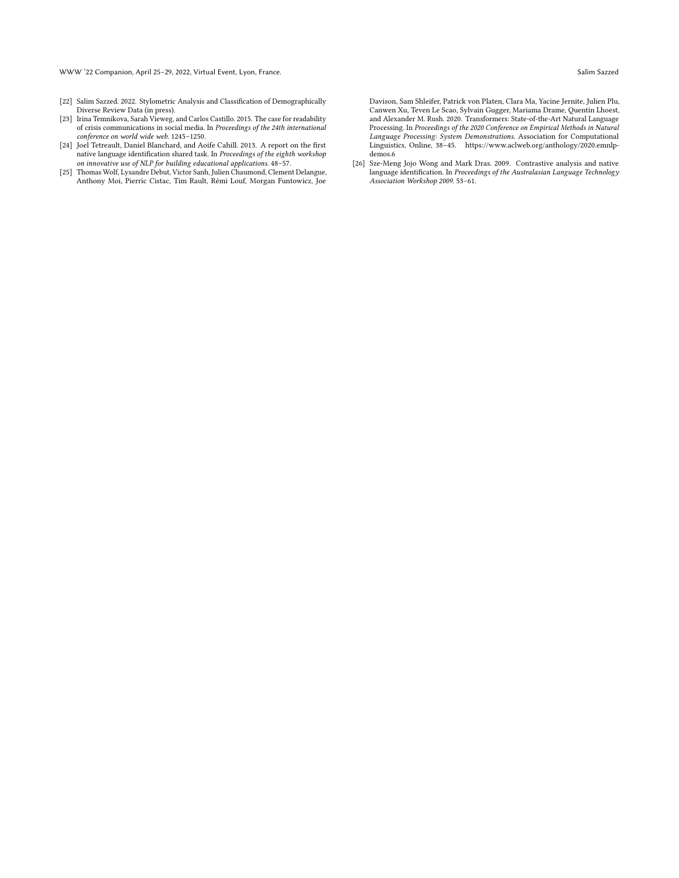[22] Salim Sazzed. 2022. Stylometric Analysis and Classification of Demographically Diverse Review Data (in press).

[23] Irina Temnikova, Sarah Vieweg, and Carlos Castillo. 2015. The case for readability of crisis communications in social media. In *Proceedings of the 24th international conference on world wide web*. 1245–1250.

[24] Joel Tetreault, Daniel Blanchard, and Aoife Cahill. 2013. A report on the first native language identification shared task. In *Proceedings of the eighth workshop on innovative use of NLP for building educational applications*. 48–57.

[25] Thomas Wolf, Lysandre Debut, Victor Sanh, Julien Chaumond, Clement Delangue, Anthony Moi, Pierric Cistac, Tim Rault, Rémi Louf, Morgan Funtowicz, Joe Davison, Sam Shleifer, Patrick von Platen, Clara Ma, Yacine Jernite, Julien Plu, Canwen Xu, Teven Le Scao, Sylvain Gugger, Mariama Drame, Quentin Lhoest, and Alexander M. Rush. 2020. Transformers: State-of-the-Art Natural Language Processing. In *Proceedings of the 2020 Conference on Empirical Methods in Natural Language Processing: System Demonstrations*. Association for Computational Linguistics, Online, 38–45. https://www.aclweb.org/anthology/2020.emnlp-demos.6

[26] Sze-Meng Jojo Wong and Mark Dras. 2009. Contrastive analysis and native language identification. In *Proceedings of the Australasian Language Technology Association Workshop 2009*. 53–61.